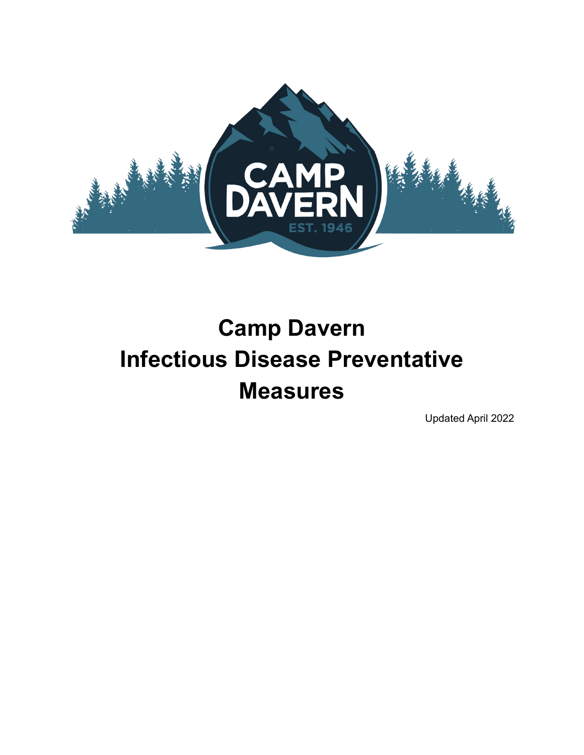# Camp Davern Infectious Disease Preventative Measures

Updated April 2022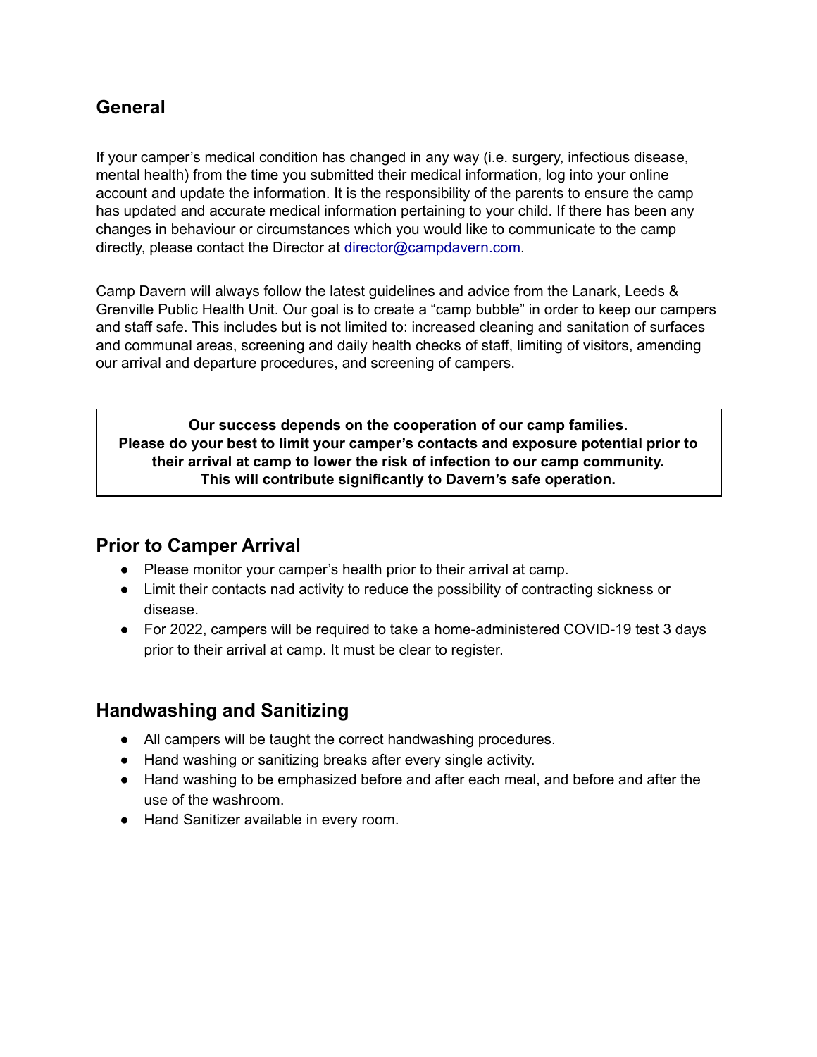## General

If your camper's medical condition has changed in any way (i.e. surgery, infectious disease, mental health) from the time you submitted their medical information, log into your online account and update the information. It is the responsibility of the parents to ensure the camp has updated and accurate medical information pertaining to your child. If there has been any changes in behaviour or circumstances which you would like to communicate to the camp directly, please contact the Director at director@campdavern.com.

Camp Davern will always follow the latest guidelines and advice from the Lanark, Leeds & Grenville Public Health Unit. Our goal is to create a "camp bubble" in order to keep our campers and staff safe. This includes but is not limited to: increased cleaning and sanitation of surfaces and communal areas, screening and daily health checks of staff, limiting of visitors, amending our arrival and departure procedures, and screening of campers.

**Our success depends on the cooperation of our camp families.**
**Please do your best to limit your camper's contacts and exposure potential prior to their arrival at camp to lower the risk of infection to our camp community.**
**This will contribute significantly to Davern's safe operation.**

## Prior to Camper Arrival

- Please monitor your camper's health prior to their arrival at camp.
- Limit their contacts nad activity to reduce the possibility of contracting sickness or disease.
- For 2022, campers will be required to take a home-administered COVID-19 test 3 days prior to their arrival at camp. It must be clear to register.

## Handwashing and Sanitizing

- All campers will be taught the correct handwashing procedures.
- Hand washing or sanitizing breaks after every single activity.
- Hand washing to be emphasized before and after each meal, and before and after the use of the washroom.
- Hand Sanitizer available in every room.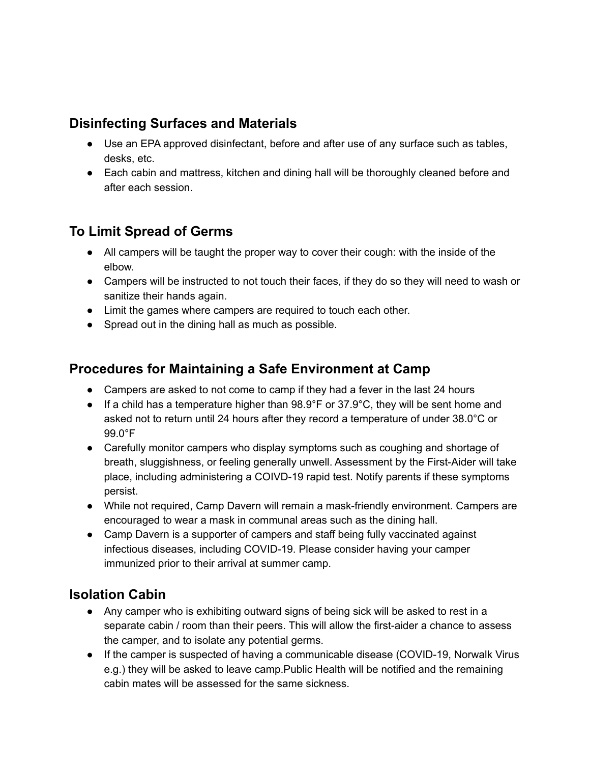## Disinfecting Surfaces and Materials

- Use an EPA approved disinfectant, before and after use of any surface such as tables, desks, etc.
- Each cabin and mattress, kitchen and dining hall will be thoroughly cleaned before and after each session.

## To Limit Spread of Germs

- All campers will be taught the proper way to cover their cough: with the inside of the elbow.
- Campers will be instructed to not touch their faces, if they do so they will need to wash or sanitize their hands again.
- Limit the games where campers are required to touch each other.
- Spread out in the dining hall as much as possible.

## Procedures for Maintaining a Safe Environment at Camp

- Campers are asked to not come to camp if they had a fever in the last 24 hours
- If a child has a temperature higher than 98.9°F or 37.9°C, they will be sent home and asked not to return until 24 hours after they record a temperature of under 38.0°C or 99.0°F
- Carefully monitor campers who display symptoms such as coughing and shortage of breath, sluggishness, or feeling generally unwell. Assessment by the First-Aider will take place, including administering a COIVD-19 rapid test. Notify parents if these symptoms persist.
- While not required, Camp Davern will remain a mask-friendly environment. Campers are encouraged to wear a mask in communal areas such as the dining hall.
- Camp Davern is a supporter of campers and staff being fully vaccinated against infectious diseases, including COVID-19. Please consider having your camper immunized prior to their arrival at summer camp.

## Isolation Cabin

- Any camper who is exhibiting outward signs of being sick will be asked to rest in a separate cabin / room than their peers. This will allow the first-aider a chance to assess the camper, and to isolate any potential germs.
- If the camper is suspected of having a communicable disease (COVID-19, Norwalk Virus e.g.) they will be asked to leave camp.Public Health will be notified and the remaining cabin mates will be assessed for the same sickness.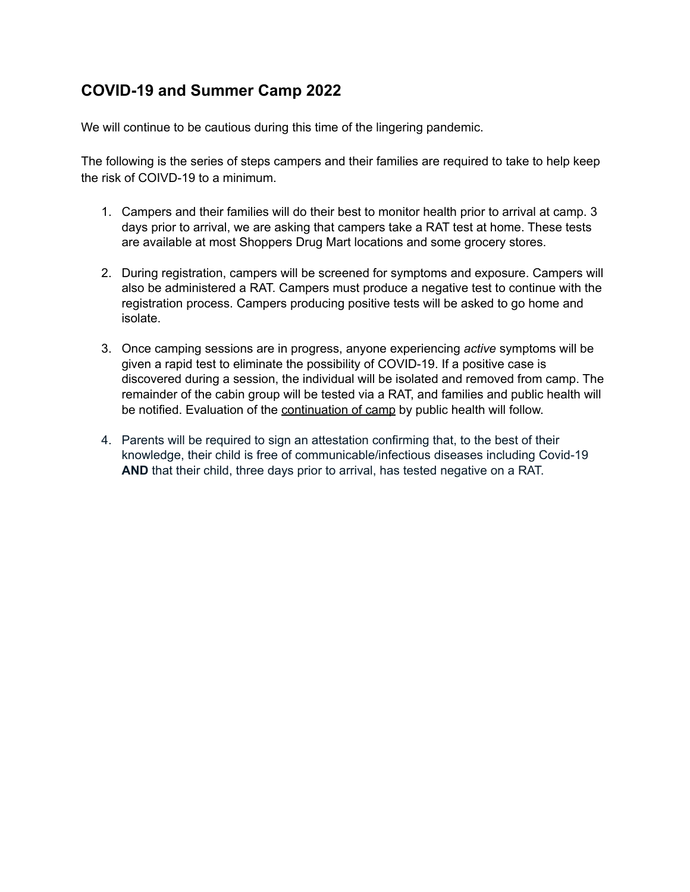## COVID-19 and Summer Camp 2022

We will continue to be cautious during this time of the lingering pandemic.

The following is the series of steps campers and their families are required to take to help keep the risk of COIVD-19 to a minimum.

1. Campers and their families will do their best to monitor health prior to arrival at camp. 3 days prior to arrival, we are asking that campers take a RAT test at home. These tests are available at most Shoppers Drug Mart locations and some grocery stores.

2. During registration, campers will be screened for symptoms and exposure. Campers will also be administered a RAT. Campers must produce a negative test to continue with the registration process. Campers producing positive tests will be asked to go home and isolate.

3. Once camping sessions are in progress, anyone experiencing *active* symptoms will be given a rapid test to eliminate the possibility of COVID-19. If a positive case is discovered during a session, the individual will be isolated and removed from camp. The remainder of the cabin group will be tested via a RAT, and families and public health will be notified. Evaluation of the <u>continuation of camp</u> by public health will follow.

4. Parents will be required to sign an attestation confirming that, to the best of their knowledge, their child is free of communicable/infectious diseases including Covid-19 **AND** that their child, three days prior to arrival, has tested negative on a RAT.